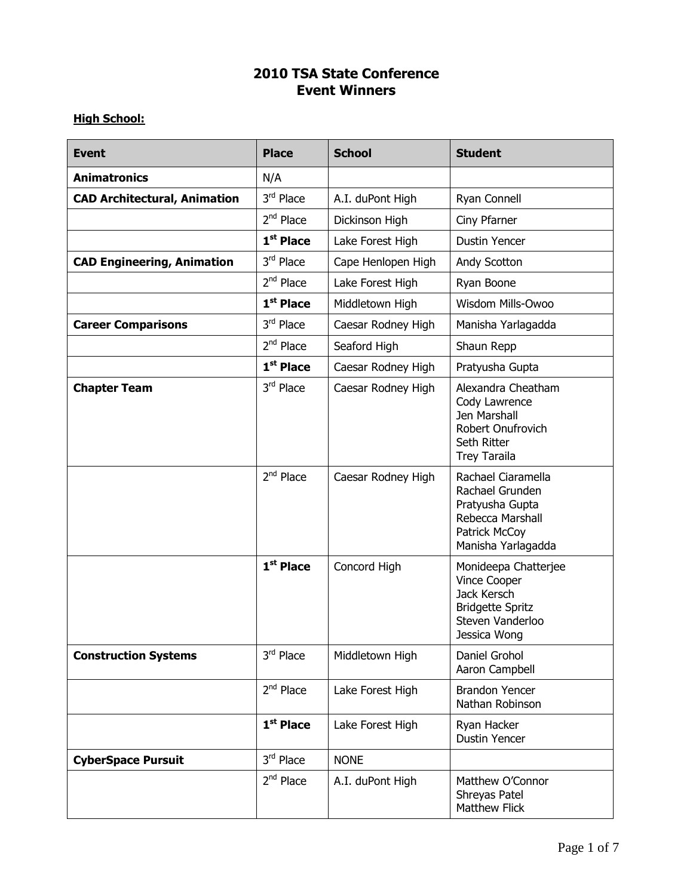# 2010 TSA State Conference
# Event Winners

**High School:**

| Event | Place | School | Student |
|---|---|---|---|
| **Animatronics** | N/A | | |
| **CAD Architectural, Animation** | 3rd Place | A.I. duPont High | Ryan Connell |
| | 2nd Place | Dickinson High | Ciny Pfarner |
| | **1st Place** | Lake Forest High | Dustin Yencer |
| **CAD Engineering, Animation** | 3rd Place | Cape Henlopen High | Andy Scotton |
| | 2nd Place | Lake Forest High | Ryan Boone |
| | **1st Place** | Middletown High | Wisdom Mills-Owoo |
| **Career Comparisons** | 3rd Place | Caesar Rodney High | Manisha Yarlagadda |
| | 2nd Place | Seaford High | Shaun Repp |
| | **1st Place** | Caesar Rodney High | Pratyusha Gupta |
| **Chapter Team** | 3rd Place | Caesar Rodney High | Alexandra Cheatham<br>Cody Lawrence<br>Jen Marshall<br>Robert Onufrovich<br>Seth Ritter<br>Trey Taraila |
| | 2nd Place | Caesar Rodney High | Rachael Ciaramella<br>Rachael Grunden<br>Pratyusha Gupta<br>Rebecca Marshall<br>Patrick McCoy<br>Manisha Yarlagadda |
| | **1st Place** | Concord High | Monideepa Chatterjee<br>Vince Cooper<br>Jack Kersch<br>Bridgette Spritz<br>Steven Vanderloo<br>Jessica Wong |
| **Construction Systems** | 3rd Place | Middletown High | Daniel Grohol<br>Aaron Campbell |
| | 2nd Place | Lake Forest High | Brandon Yencer<br>Nathan Robinson |
| | **1st Place** | Lake Forest High | Ryan Hacker<br>Dustin Yencer |
| **CyberSpace Pursuit** | 3rd Place | NONE | |
| | 2nd Place | A.I. duPont High | Matthew O'Connor<br>Shreyas Patel<br>Matthew Flick |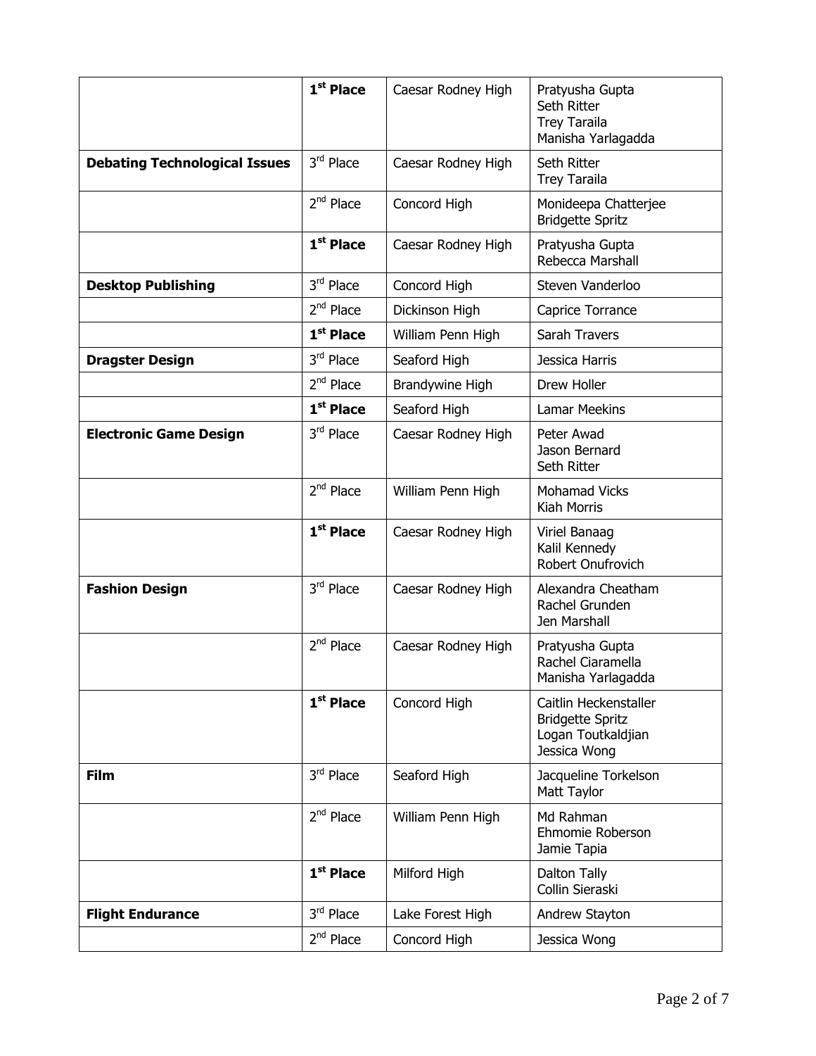| | | | |
|---|---|---|---|
| | **1st Place** | Caesar Rodney High | Pratyusha Gupta<br>Seth Ritter<br>Trey Taraila<br>Manisha Yarlagadda |
| **Debating Technological Issues** | 3rd Place | Caesar Rodney High | Seth Ritter<br>Trey Taraila |
| | 2nd Place | Concord High | Monideepa Chatterjee<br>Bridgette Spritz |
| | **1st Place** | Caesar Rodney High | Pratyusha Gupta<br>Rebecca Marshall |
| **Desktop Publishing** | 3rd Place | Concord High | Steven Vanderloo |
| | 2nd Place | Dickinson High | Caprice Torrance |
| | **1st Place** | William Penn High | Sarah Travers |
| **Dragster Design** | 3rd Place | Seaford High | Jessica Harris |
| | 2nd Place | Brandywine High | Drew Holler |
| | **1st Place** | Seaford High | Lamar Meekins |
| **Electronic Game Design** | 3rd Place | Caesar Rodney High | Peter Awad<br>Jason Bernard<br>Seth Ritter |
| | 2nd Place | William Penn High | Mohamad Vicks<br>Kiah Morris |
| | **1st Place** | Caesar Rodney High | Viriel Banaag<br>Kalil Kennedy<br>Robert Onufrovich |
| **Fashion Design** | 3rd Place | Caesar Rodney High | Alexandra Cheatham<br>Rachel Grunden<br>Jen Marshall |
| | 2nd Place | Caesar Rodney High | Pratyusha Gupta<br>Rachel Ciaramella<br>Manisha Yarlagadda |
| | **1st Place** | Concord High | Caitlin Heckenstaller<br>Bridgette Spritz<br>Logan Toutkaldjian<br>Jessica Wong |
| **Film** | 3rd Place | Seaford High | Jacqueline Torkelson<br>Matt Taylor |
| | 2nd Place | William Penn High | Md Rahman<br>Ehmomie Roberson<br>Jamie Tapia |
| | **1st Place** | Milford High | Dalton Tally<br>Collin Sieraski |
| **Flight Endurance** | 3rd Place | Lake Forest High | Andrew Stayton |
| | 2nd Place | Concord High | Jessica Wong |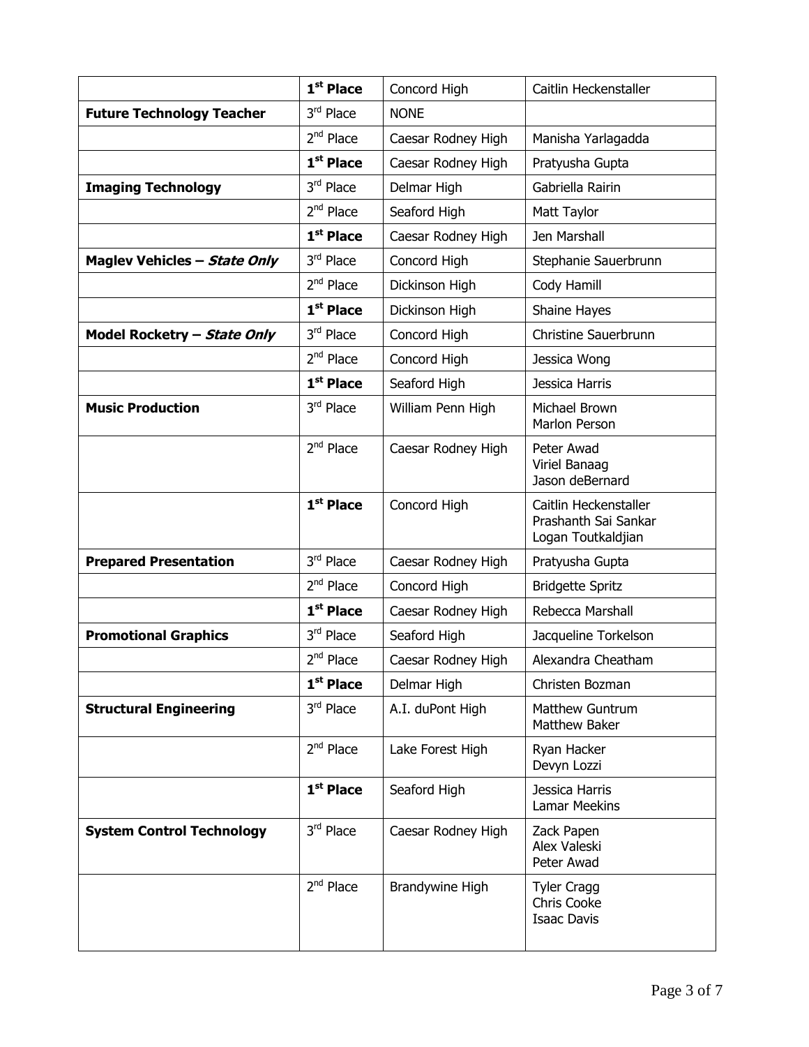| | | | |
|---|---|---|---|
| | **1st Place** | Concord High | Caitlin Heckenstaller |
| **Future Technology Teacher** | 3rd Place | NONE | |
| | 2nd Place | Caesar Rodney High | Manisha Yarlagadda |
| | **1st Place** | Caesar Rodney High | Pratyusha Gupta |
| **Imaging Technology** | 3rd Place | Delmar High | Gabriella Rairin |
| | 2nd Place | Seaford High | Matt Taylor |
| | **1st Place** | Caesar Rodney High | Jen Marshall |
| **Maglev Vehicles – *State Only*** | 3rd Place | Concord High | Stephanie Sauerbrunn |
| | 2nd Place | Dickinson High | Cody Hamill |
| | **1st Place** | Dickinson High | Shaine Hayes |
| **Model Rocketry – *State Only*** | 3rd Place | Concord High | Christine Sauerbrunn |
| | 2nd Place | Concord High | Jessica Wong |
| | **1st Place** | Seaford High | Jessica Harris |
| **Music Production** | 3rd Place | William Penn High | Michael Brown<br>Marlon Person |
| | 2nd Place | Caesar Rodney High | Peter Awad<br>Viriel Banaag<br>Jason deBernard |
| | **1st Place** | Concord High | Caitlin Heckenstaller<br>Prashanth Sai Sankar<br>Logan Toutkaldjian |
| **Prepared Presentation** | 3rd Place | Caesar Rodney High | Pratyusha Gupta |
| | 2nd Place | Concord High | Bridgette Spritz |
| | **1st Place** | Caesar Rodney High | Rebecca Marshall |
| **Promotional Graphics** | 3rd Place | Seaford High | Jacqueline Torkelson |
| | 2nd Place | Caesar Rodney High | Alexandra Cheatham |
| | **1st Place** | Delmar High | Christen Bozman |
| **Structural Engineering** | 3rd Place | A.I. duPont High | Matthew Guntrum<br>Matthew Baker |
| | 2nd Place | Lake Forest High | Ryan Hacker<br>Devyn Lozzi |
| | **1st Place** | Seaford High | Jessica Harris<br>Lamar Meekins |
| **System Control Technology** | 3rd Place | Caesar Rodney High | Zack Papen<br>Alex Valeski<br>Peter Awad |
| | 2nd Place | Brandywine High | Tyler Cragg<br>Chris Cooke<br>Isaac Davis |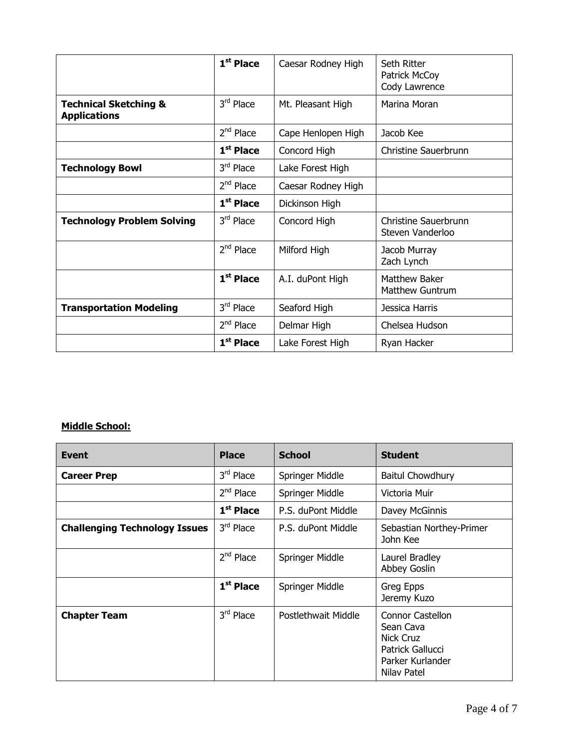| | | | |
|---|---|---|---|
| | **1st Place** | Caesar Rodney High | Seth Ritter<br>Patrick McCoy<br>Cody Lawrence |
| **Technical Sketching & Applications** | 3rd Place | Mt. Pleasant High | Marina Moran |
| | 2nd Place | Cape Henlopen High | Jacob Kee |
| | **1st Place** | Concord High | Christine Sauerbrunn |
| **Technology Bowl** | 3rd Place | Lake Forest High | |
| | 2nd Place | Caesar Rodney High | |
| | **1st Place** | Dickinson High | |
| **Technology Problem Solving** | 3rd Place | Concord High | Christine Sauerbrunn<br>Steven Vanderloo |
| | 2nd Place | Milford High | Jacob Murray<br>Zach Lynch |
| | **1st Place** | A.I. duPont High | Matthew Baker<br>Matthew Guntrum |
| **Transportation Modeling** | 3rd Place | Seaford High | Jessica Harris |
| | 2nd Place | Delmar High | Chelsea Hudson |
| | **1st Place** | Lake Forest High | Ryan Hacker |

**Middle School:**

| Event | Place | School | Student |
|---|---|---|---|
| **Career Prep** | 3rd Place | Springer Middle | Baitul Chowdhury |
| | 2nd Place | Springer Middle | Victoria Muir |
| | **1st Place** | P.S. duPont Middle | Davey McGinnis |
| **Challenging Technology Issues** | 3rd Place | P.S. duPont Middle | Sebastian Northey-Primer<br>John Kee |
| | 2nd Place | Springer Middle | Laurel Bradley<br>Abbey Goslin |
| | **1st Place** | Springer Middle | Greg Epps<br>Jeremy Kuzo |
| **Chapter Team** | 3rd Place | Postlethwait Middle | Connor Castellon<br>Sean Cava<br>Nick Cruz<br>Patrick Gallucci<br>Parker Kurlander<br>Nilav Patel |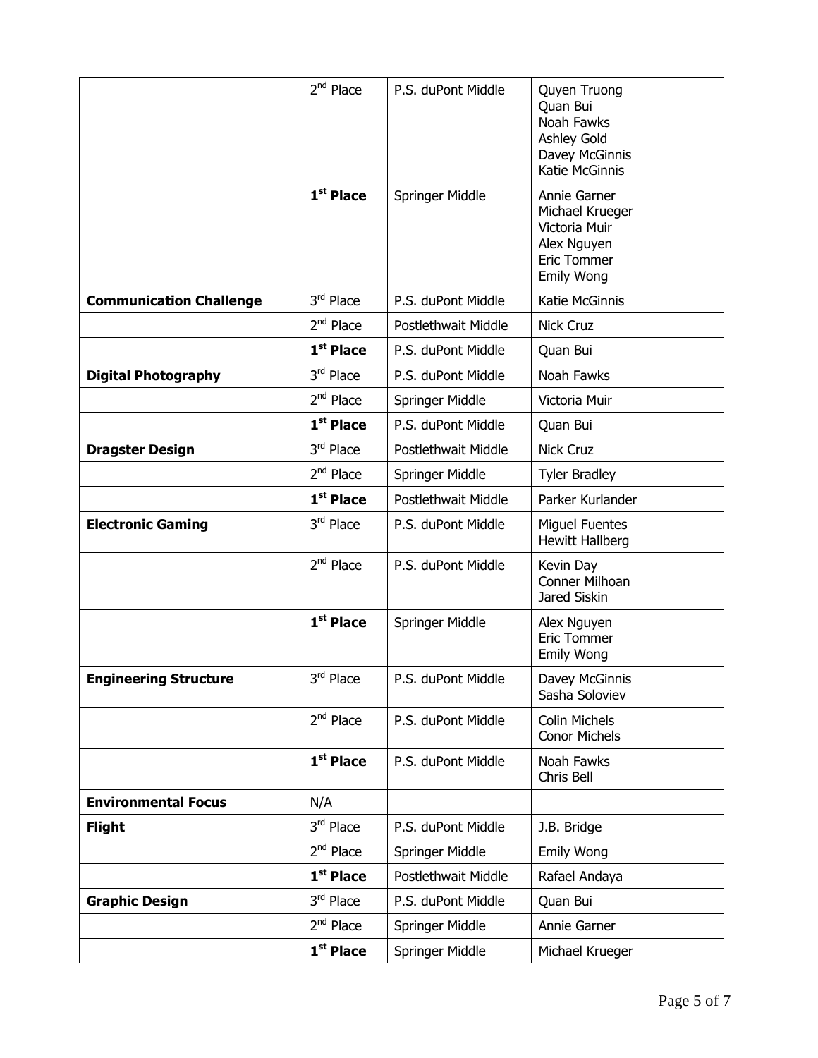| | | | |
|---|---|---|---|
| | 2nd Place | P.S. duPont Middle | Quyen Truong<br>Quan Bui<br>Noah Fawks<br>Ashley Gold<br>Davey McGinnis<br>Katie McGinnis |
| | **1st Place** | Springer Middle | Annie Garner<br>Michael Krueger<br>Victoria Muir<br>Alex Nguyen<br>Eric Tommer<br>Emily Wong |
| **Communication Challenge** | 3rd Place | P.S. duPont Middle | Katie McGinnis |
| | 2nd Place | Postlethwait Middle | Nick Cruz |
| | **1st Place** | P.S. duPont Middle | Quan Bui |
| **Digital Photography** | 3rd Place | P.S. duPont Middle | Noah Fawks |
| | 2nd Place | Springer Middle | Victoria Muir |
| | **1st Place** | P.S. duPont Middle | Quan Bui |
| **Dragster Design** | 3rd Place | Postlethwait Middle | Nick Cruz |
| | 2nd Place | Springer Middle | Tyler Bradley |
| | **1st Place** | Postlethwait Middle | Parker Kurlander |
| **Electronic Gaming** | 3rd Place | P.S. duPont Middle | Miguel Fuentes<br>Hewitt Hallberg |
| | 2nd Place | P.S. duPont Middle | Kevin Day<br>Conner Milhoan<br>Jared Siskin |
| | **1st Place** | Springer Middle | Alex Nguyen<br>Eric Tommer<br>Emily Wong |
| **Engineering Structure** | 3rd Place | P.S. duPont Middle | Davey McGinnis<br>Sasha Soloviev |
| | 2nd Place | P.S. duPont Middle | Colin Michels<br>Conor Michels |
| | **1st Place** | P.S. duPont Middle | Noah Fawks<br>Chris Bell |
| **Environmental Focus** | N/A | | |
| **Flight** | 3rd Place | P.S. duPont Middle | J.B. Bridge |
| | 2nd Place | Springer Middle | Emily Wong |
| | **1st Place** | Postlethwait Middle | Rafael Andaya |
| **Graphic Design** | 3rd Place | P.S. duPont Middle | Quan Bui |
| | 2nd Place | Springer Middle | Annie Garner |
| | **1st Place** | Springer Middle | Michael Krueger |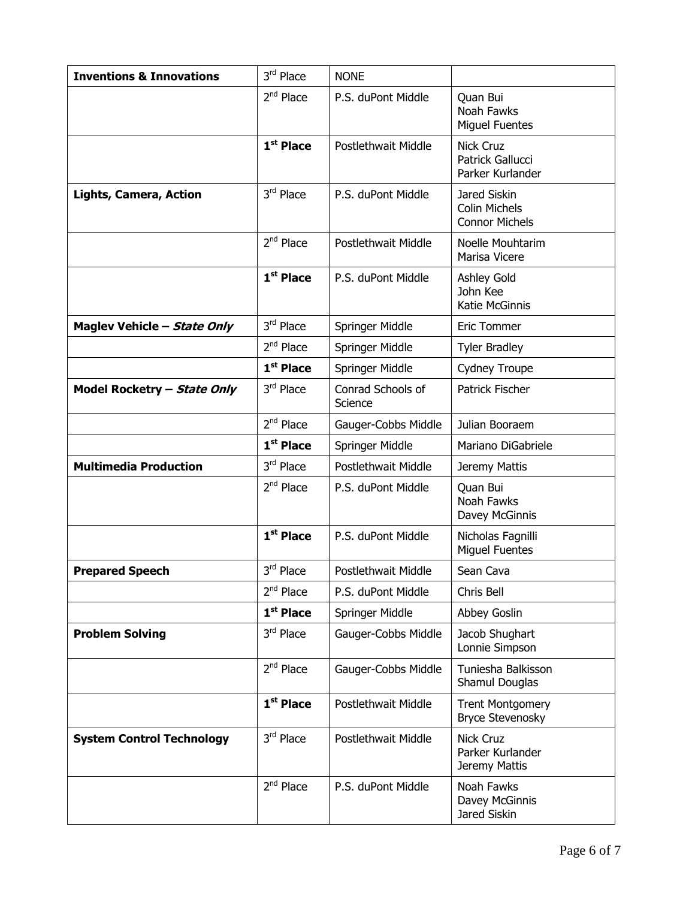| **Inventions & Innovations** | 3rd Place | NONE | |
|---|---|---|---|
| | 2nd Place | P.S. duPont Middle | Quan Bui<br>Noah Fawks<br>Miguel Fuentes |
| | **1st Place** | Postlethwait Middle | Nick Cruz<br>Patrick Gallucci<br>Parker Kurlander |
| **Lights, Camera, Action** | 3rd Place | P.S. duPont Middle | Jared Siskin<br>Colin Michels<br>Connor Michels |
| | 2nd Place | Postlethwait Middle | Noelle Mouhtarim<br>Marisa Vicere |
| | **1st Place** | P.S. duPont Middle | Ashley Gold<br>John Kee<br>Katie McGinnis |
| **Maglev Vehicle – *State Only*** | 3rd Place | Springer Middle | Eric Tommer |
| | 2nd Place | Springer Middle | Tyler Bradley |
| | **1st Place** | Springer Middle | Cydney Troupe |
| **Model Rocketry – *State Only*** | 3rd Place | Conrad Schools of Science | Patrick Fischer |
| | 2nd Place | Gauger-Cobbs Middle | Julian Booraem |
| | **1st Place** | Springer Middle | Mariano DiGabriele |
| **Multimedia Production** | 3rd Place | Postlethwait Middle | Jeremy Mattis |
| | 2nd Place | P.S. duPont Middle | Quan Bui<br>Noah Fawks<br>Davey McGinnis |
| | **1st Place** | P.S. duPont Middle | Nicholas Fagnilli<br>Miguel Fuentes |
| **Prepared Speech** | 3rd Place | Postlethwait Middle | Sean Cava |
| | 2nd Place | P.S. duPont Middle | Chris Bell |
| | **1st Place** | Springer Middle | Abbey Goslin |
| **Problem Solving** | 3rd Place | Gauger-Cobbs Middle | Jacob Shughart<br>Lonnie Simpson |
| | 2nd Place | Gauger-Cobbs Middle | Tuniesha Balkisson<br>Shamul Douglas |
| | **1st Place** | Postlethwait Middle | Trent Montgomery<br>Bryce Stevenosky |
| **System Control Technology** | 3rd Place | Postlethwait Middle | Nick Cruz<br>Parker Kurlander<br>Jeremy Mattis |
| | 2nd Place | P.S. duPont Middle | Noah Fawks<br>Davey McGinnis<br>Jared Siskin |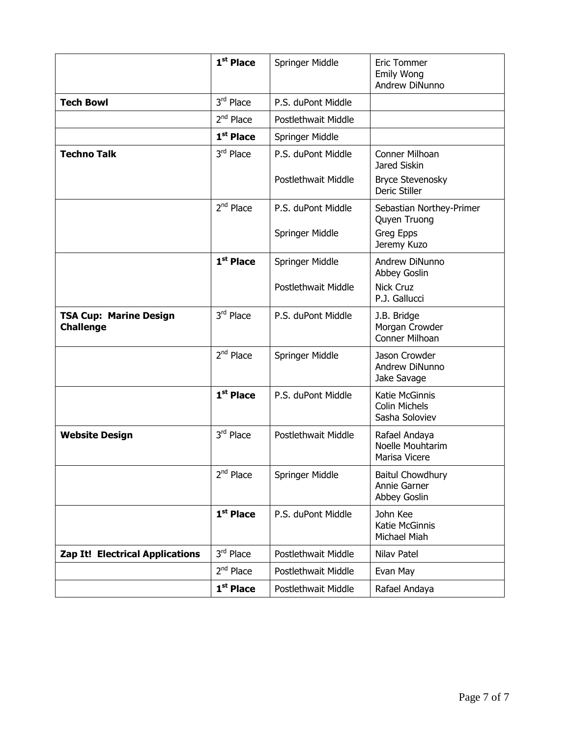| | | | |
|---|---|---|---|
| | **1st Place** | Springer Middle | Eric Tommer<br>Emily Wong<br>Andrew DiNunno |
| **Tech Bowl** | 3rd Place | P.S. duPont Middle | |
| | 2nd Place | Postlethwait Middle | |
| | **1st Place** | Springer Middle | |
| **Techno Talk** | 3rd Place | P.S. duPont Middle<br><br>Postlethwait Middle | Conner Milhoan<br>Jared Siskin<br>Bryce Stevenosky<br>Deric Stiller |
| | 2nd Place | P.S. duPont Middle<br><br>Springer Middle | Sebastian Northey-Primer<br>Quyen Truong<br>Greg Epps<br>Jeremy Kuzo |
| | **1st Place** | Springer Middle<br><br>Postlethwait Middle | Andrew DiNunno<br>Abbey Goslin<br>Nick Cruz<br>P.J. Gallucci |
| **TSA Cup: Marine Design Challenge** | 3rd Place | P.S. duPont Middle | J.B. Bridge<br>Morgan Crowder<br>Conner Milhoan |
| | 2nd Place | Springer Middle | Jason Crowder<br>Andrew DiNunno<br>Jake Savage |
| | **1st Place** | P.S. duPont Middle | Katie McGinnis<br>Colin Michels<br>Sasha Soloviev |
| **Website Design** | 3rd Place | Postlethwait Middle | Rafael Andaya<br>Noelle Mouhtarim<br>Marisa Vicere |
| | 2nd Place | Springer Middle | Baitul Chowdhury<br>Annie Garner<br>Abbey Goslin |
| | **1st Place** | P.S. duPont Middle | John Kee<br>Katie McGinnis<br>Michael Miah |
| **Zap It! Electrical Applications** | 3rd Place | Postlethwait Middle | Nilav Patel |
| | 2nd Place | Postlethwait Middle | Evan May |
| | **1st Place** | Postlethwait Middle | Rafael Andaya |